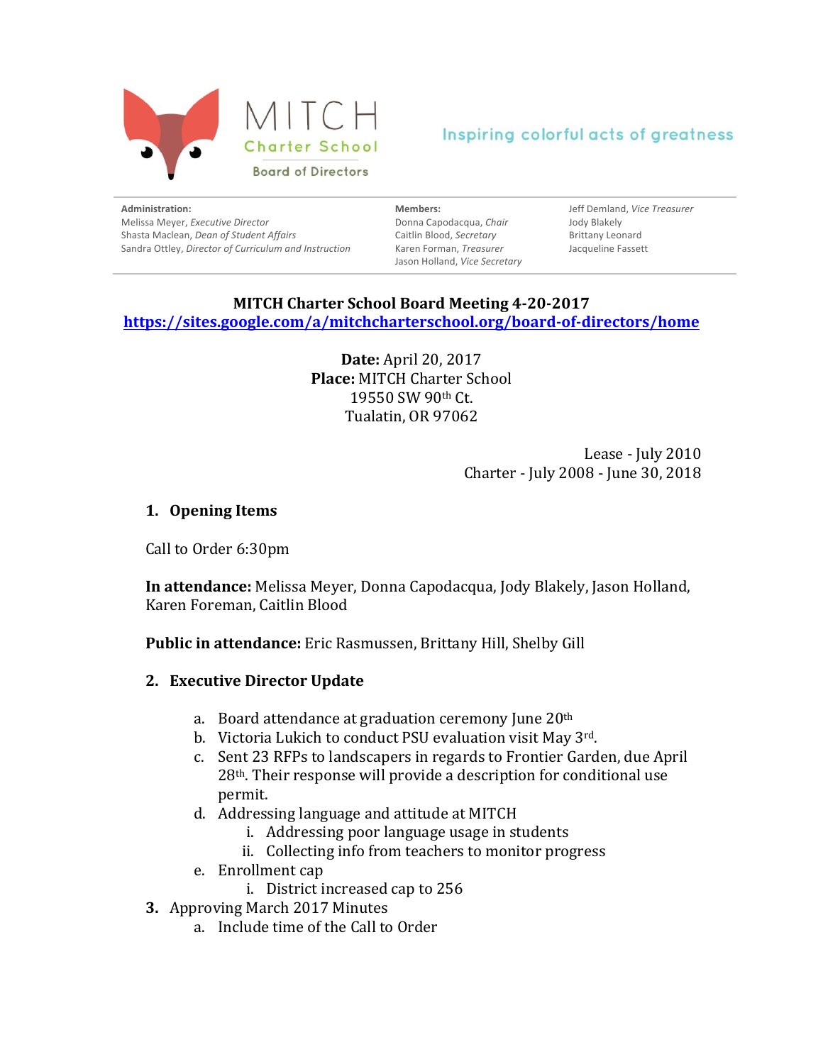MITCH Charter School
Board of Directors

Inspiring colorful acts of greatness

**Administration:**
Melissa Meyer, *Executive Director*
Shasta Maclean, *Dean of Student Affairs*
Sandra Ottley, *Director of Curriculum and Instruction*

**Members:**
Donna Capodacqua, *Chair*
Caitlin Blood, *Secretary*
Karen Forman, *Treasurer*
Jason Holland, *Vice Secretary*
Jeff Demland, *Vice Treasurer*
Jody Blakely
Brittany Leonard
Jacqueline Fassett

**MITCH Charter School Board Meeting 4-20-2017**
**https://sites.google.com/a/mitchcharterschool.org/board-of-directors/home**

**Date:** April 20, 2017
**Place:** MITCH Charter School
19550 SW 90th Ct.
Tualatin, OR 97062

Lease - July 2010
Charter - July 2008 - June 30, 2018

## 1. Opening Items

Call to Order 6:30pm

**In attendance:** Melissa Meyer, Donna Capodacqua, Jody Blakely, Jason Holland, Karen Foreman, Caitlin Blood

**Public in attendance:** Eric Rasmussen, Brittany Hill, Shelby Gill

## 2. Executive Director Update

a. Board attendance at graduation ceremony June 20th
b. Victoria Lukich to conduct PSU evaluation visit May 3rd.
c. Sent 23 RFPs to landscapers in regards to Frontier Garden, due April 28th. Their response will provide a description for conditional use permit.
d. Addressing language and attitude at MITCH
   i. Addressing poor language usage in students
   ii. Collecting info from teachers to monitor progress
e. Enrollment cap
   i. District increased cap to 256

3. Approving March 2017 Minutes
   a. Include time of the Call to Order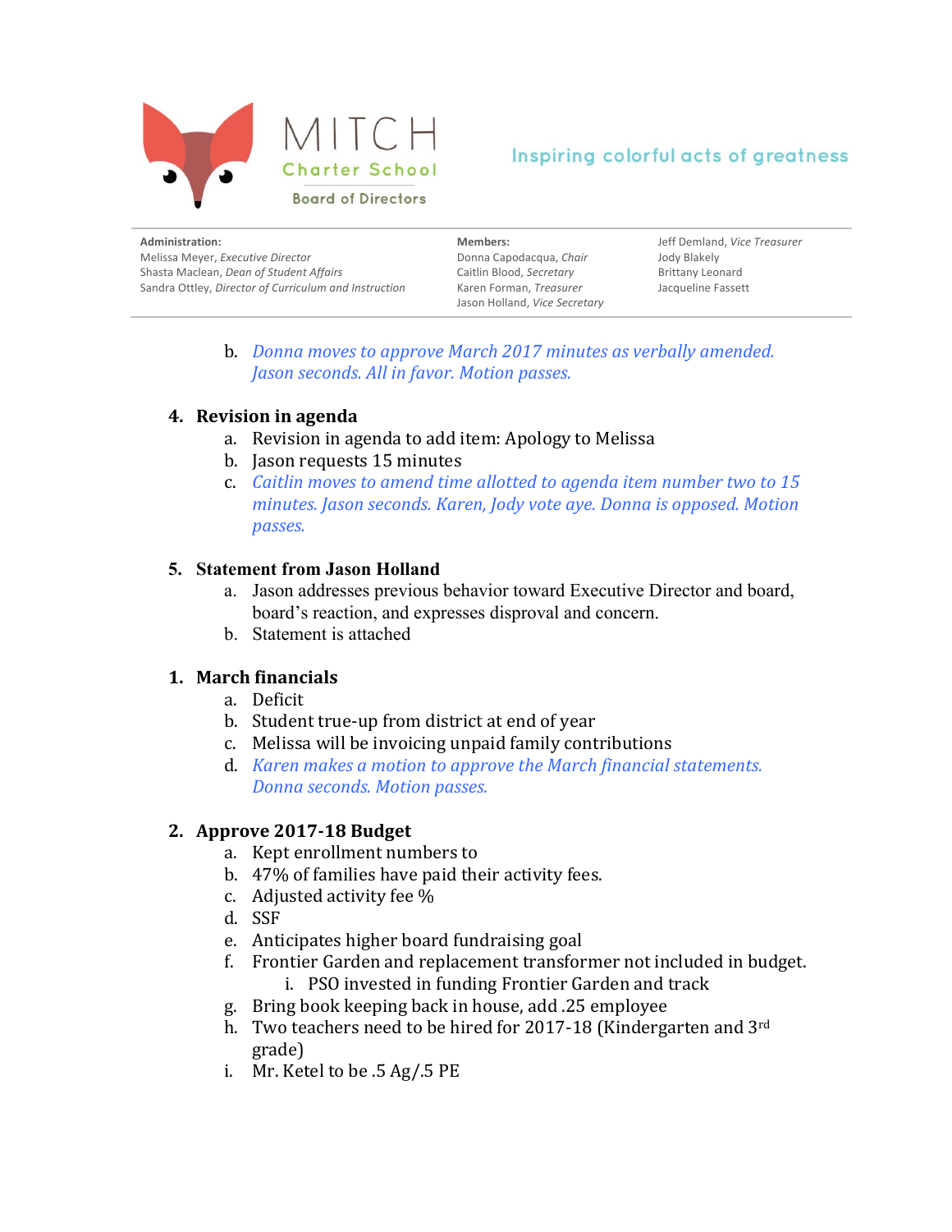b. *Donna moves to approve March 2017 minutes as verbally amended. Jason seconds. All in favor. Motion passes.*

**4. Revision in agenda**

a. Revision in agenda to add item: Apology to Melissa

b. Jason requests 15 minutes

c. *Caitlin moves to amend time allotted to agenda item number two to 15 minutes. Jason seconds. Karen, Jody vote aye. Donna is opposed. Motion passes.*

**5. Statement from Jason Holland**

a. Jason addresses previous behavior toward Executive Director and board, board's reaction, and expresses disproval and concern.

b. Statement is attached

**1. March financials**

a. Deficit

b. Student true-up from district at end of year

c. Melissa will be invoicing unpaid family contributions

d. *Karen makes a motion to approve the March financial statements. Donna seconds. Motion passes.*

**2. Approve 2017-18 Budget**

a. Kept enrollment numbers to

b. 47% of families have paid their activity fees.

c. Adjusted activity fee %

d. SSF

e. Anticipates higher board fundraising goal

f. Frontier Garden and replacement transformer not included in budget.

  i. PSO invested in funding Frontier Garden and track

g. Bring book keeping back in house, add .25 employee

h. Two teachers need to be hired for 2017-18 (Kindergarten and 3rd grade)

i. Mr. Ketel to be .5 Ag/.5 PE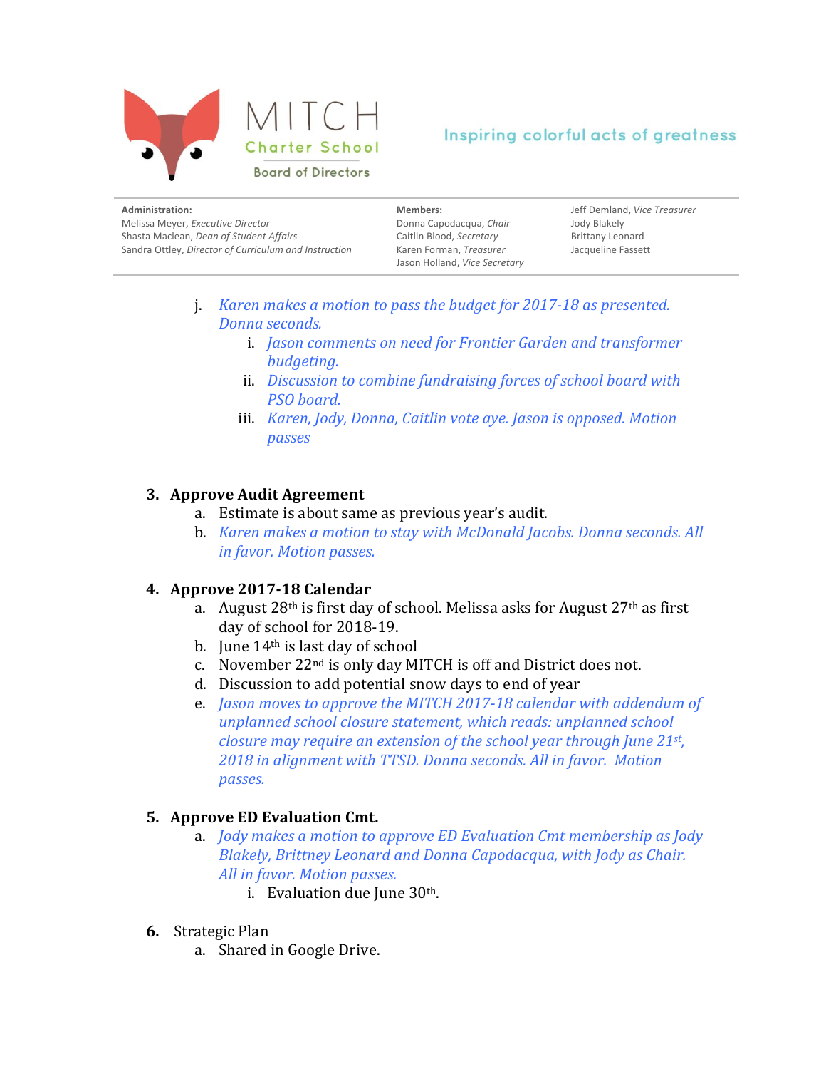MITCH Charter School

Board of Directors

Inspiring colorful acts of greatness

**Administration:**
Melissa Meyer, *Executive Director*
Shasta Maclean, *Dean of Student Affairs*
Sandra Ottley, *Director of Curriculum and Instruction*

**Members:**
Donna Capodacqua, *Chair*
Caitlin Blood, *Secretary*
Karen Forman, *Treasurer*
Jason Holland, *Vice Secretary*
Jeff Demland, *Vice Treasurer*
Jody Blakely
Brittany Leonard
Jacqueline Fassett

---

j. *Karen makes a motion to pass the budget for 2017-18 as presented. Donna seconds.*
   i. *Jason comments on need for Frontier Garden and transformer budgeting.*
   ii. *Discussion to combine fundraising forces of school board with PSO board.*
   iii. *Karen, Jody, Donna, Caitlin vote aye. Jason is opposed. Motion passes*

3. **Approve Audit Agreement**
   a. Estimate is about same as previous year's audit.
   b. *Karen makes a motion to stay with McDonald Jacobs. Donna seconds. All in favor. Motion passes.*

4. **Approve 2017-18 Calendar**
   a. August 28th is first day of school. Melissa asks for August 27th as first day of school for 2018-19.
   b. June 14th is last day of school
   c. November 22nd is only day MITCH is off and District does not.
   d. Discussion to add potential snow days to end of year
   e. *Jason moves to approve the MITCH 2017-18 calendar with addendum of unplanned school closure statement, which reads: unplanned school closure may require an extension of the school year through June 21st, 2018 in alignment with TTSD. Donna seconds. All in favor. Motion passes.*

5. **Approve ED Evaluation Cmt.**
   a. *Jody makes a motion to approve ED Evaluation Cmt membership as Jody Blakely, Brittney Leonard and Donna Capodacqua, with Jody as Chair. All in favor. Motion passes.*
      i. Evaluation due June 30th.

6. Strategic Plan
   a. Shared in Google Drive.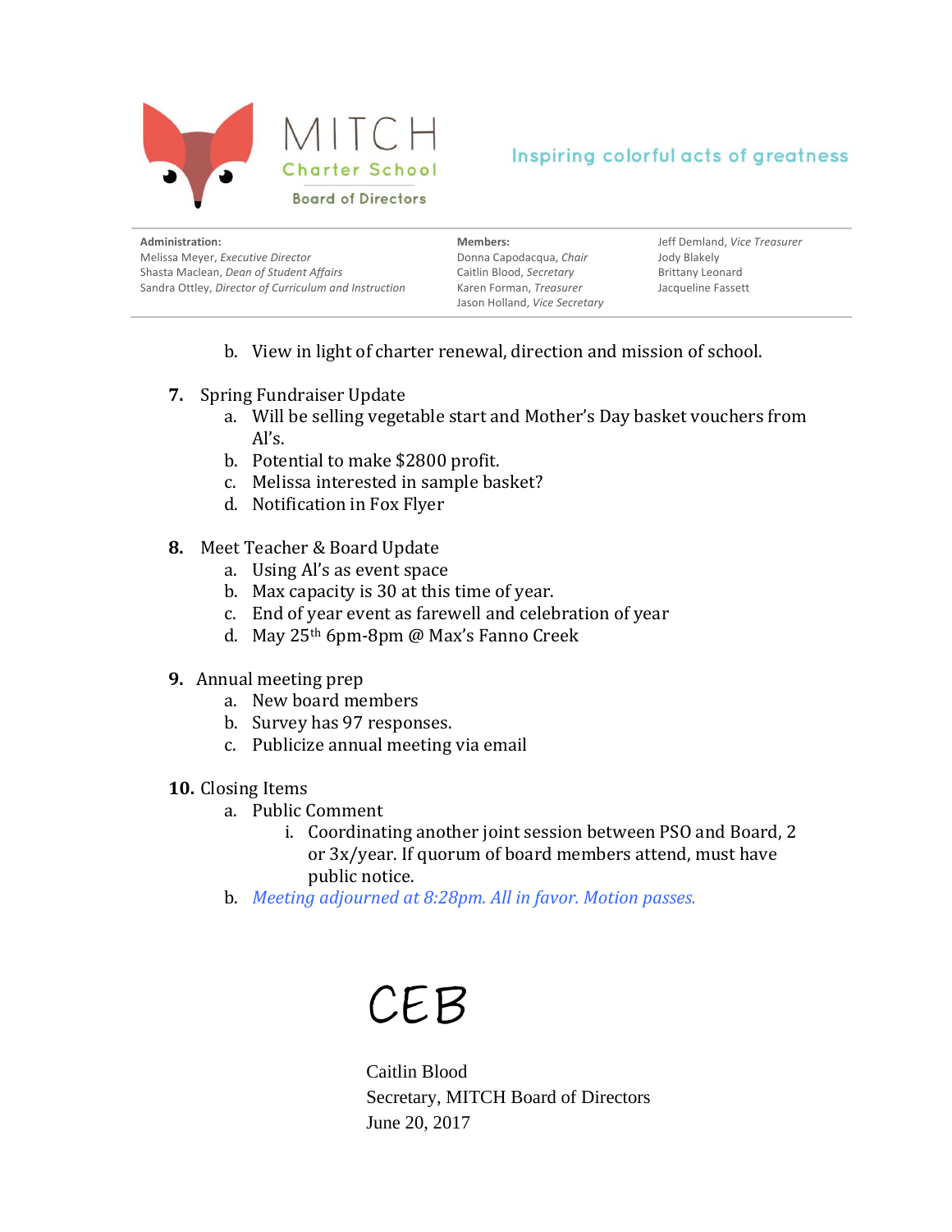MITCH Charter School

Board of Directors

Inspiring colorful acts of greatness

**Administration:**
Melissa Meyer, *Executive Director*
Shasta Maclean, *Dean of Student Affairs*
Sandra Ottley, *Director of Curriculum and Instruction*

**Members:**
Donna Capodacqua, *Chair*
Caitlin Blood, *Secretary*
Karen Forman, *Treasurer*
Jason Holland, *Vice Secretary*
Jeff Demland, *Vice Treasurer*
Jody Blakely
Brittany Leonard
Jacqueline Fassett

b. View in light of charter renewal, direction and mission of school.

**7.** Spring Fundraiser Update

a. Will be selling vegetable start and Mother's Day basket vouchers from Al's.
b. Potential to make $2800 profit.
c. Melissa interested in sample basket?
d. Notification in Fox Flyer

**8.** Meet Teacher & Board Update

a. Using Al's as event space
b. Max capacity is 30 at this time of year.
c. End of year event as farewell and celebration of year
d. May 25th 6pm-8pm @ Max's Fanno Creek

**9.** Annual meeting prep

a. New board members
b. Survey has 97 responses.
c. Publicize annual meeting via email

**10.** Closing Items

a. Public Comment
   i. Coordinating another joint session between PSO and Board, 2 or 3x/year. If quorum of board members attend, must have public notice.
b. *Meeting adjourned at 8:28pm. All in favor. Motion passes.*

CEB

Caitlin Blood
Secretary, MITCH Board of Directors
June 20, 2017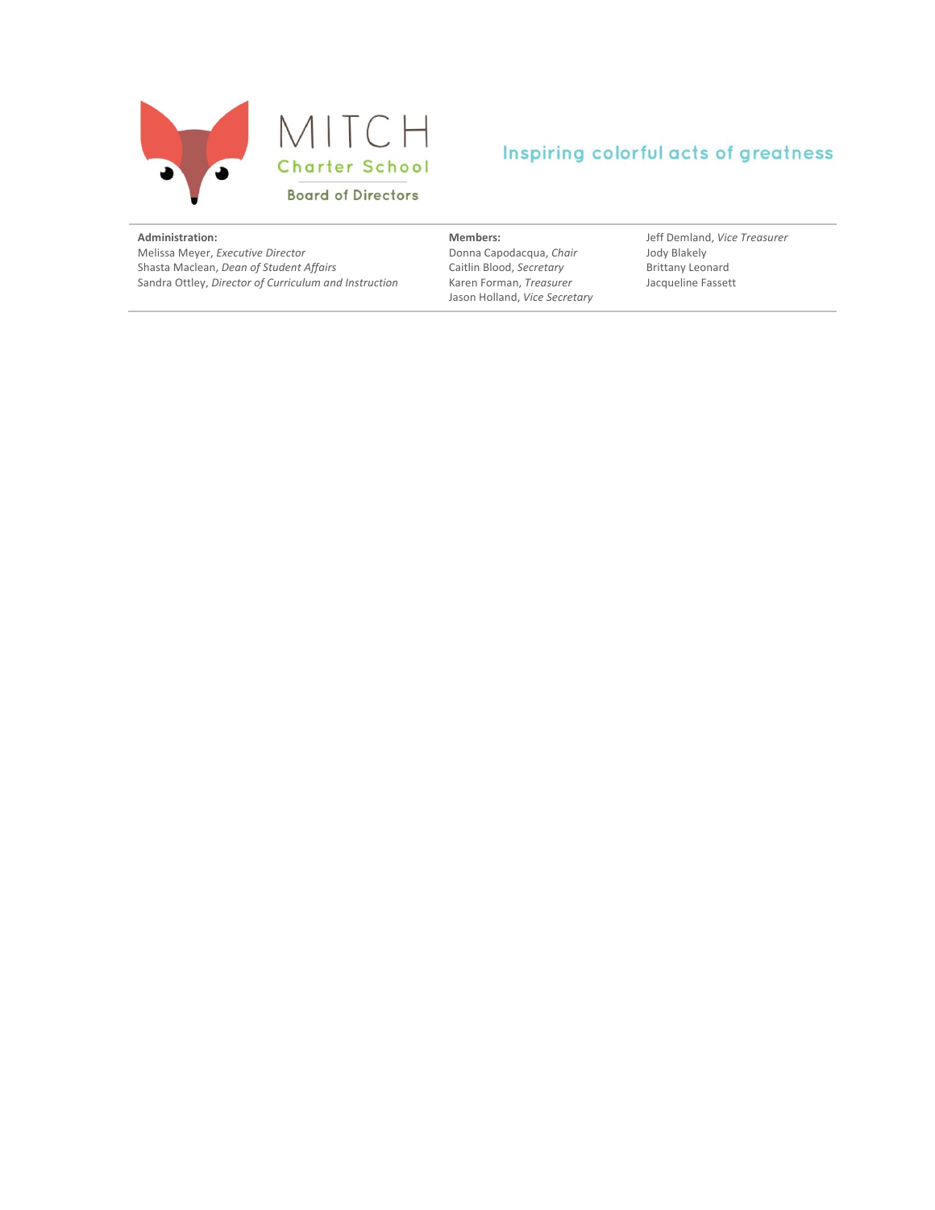MITCH

Charter School

Board of Directors

Inspiring colorful acts of greatness

**Administration:**
Melissa Meyer, *Executive Director*
Shasta Maclean, *Dean of Student Affairs*
Sandra Ottley, *Director of Curriculum and Instruction*

**Members:**
Donna Capodacqua, *Chair*
Caitlin Blood, *Secretary*
Karen Forman, *Treasurer*
Jason Holland, *Vice Secretary*
Jeff Demland, *Vice Treasurer*
Jody Blakely
Brittany Leonard
Jacqueline Fassett